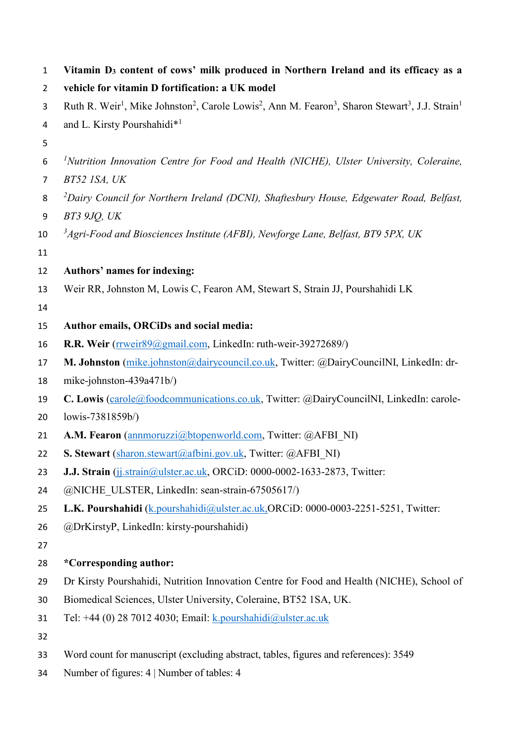# Vitamin $D_3$ content of cows' milk produced in Northern Ireland and its efficacy as a vehicle for vitamin D fortification: a UK model

Ruth R. Weir[1], Mike Johnston[2], Carole Lowis[2], Ann M. Fearon[3], Sharon Stewart[3], J.J. Strain[1] and L. Kirsty Pourshahidi*[1]

[1]*Nutrition Innovation Centre for Food and Health (NICHE), Ulster University, Coleraine, BT52 1SA, UK*

[2]*Dairy Council for Northern Ireland (DCNI), Shaftesbury House, Edgewater Road, Belfast, BT3 9JQ, UK*

[3]*Agri-Food and Biosciences Institute (AFBI), Newforge Lane, Belfast, BT9 5PX, UK*

**Authors' names for indexing:**

Weir RR, Johnston M, Lowis C, Fearon AM, Stewart S, Strain JJ, Pourshahidi LK

**Author emails, ORCiDs and social media:**

**R.R. Weir** (rrweir89@gmail.com, LinkedIn: ruth-weir-39272689/)

**M. Johnston** (mike.johnston@dairycouncil.co.uk, Twitter: @DairyCouncilNI, LinkedIn: dr-mike-johnston-439a471b/)

**C. Lowis** (carole@foodcommunications.co.uk, Twitter: @DairyCouncilNI, LinkedIn: carole-lowis-7381859b/)

**A.M. Fearon** (annmoruzzi@btopenworld.com, Twitter: @AFBI_NI)

**S. Stewart** (sharon.stewart@afbini.gov.uk, Twitter: @AFBI_NI)

**J.J. Strain** (jj.strain@ulster.ac.uk, ORCiD: 0000-0002-1633-2873, Twitter: @NICHE_ULSTER, LinkedIn: sean-strain-67505617/)

**L.K. Pourshahidi** (k.pourshahidi@ulster.ac.uk, ORCiD: 0000-0003-2251-5251, Twitter: @DrKirstyP, LinkedIn: kirsty-pourshahidi)

**\*Corresponding author:**

Dr Kirsty Pourshahidi, Nutrition Innovation Centre for Food and Health (NICHE), School of Biomedical Sciences, Ulster University, Coleraine, BT52 1SA, UK.

Tel: +44 (0) 28 7012 4030; Email: k.pourshahidi@ulster.ac.uk

Word count for manuscript (excluding abstract, tables, figures and references): 3549

Number of figures: 4 | Number of tables: 4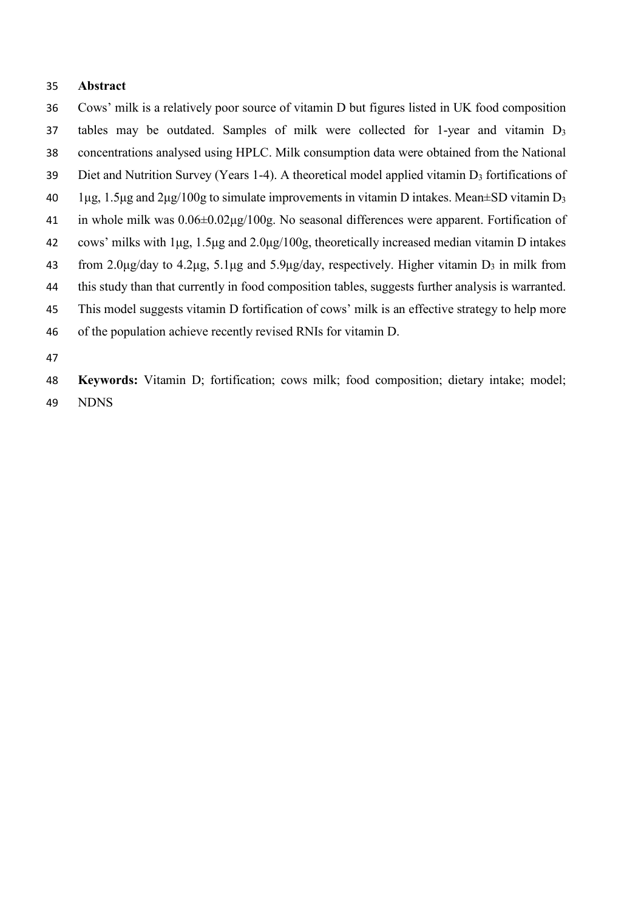**Abstract**

Cows' milk is a relatively poor source of vitamin D but figures listed in UK food composition tables may be outdated. Samples of milk were collected for 1-year and vitamin $D_3$ concentrations analysed using HPLC. Milk consumption data were obtained from the National Diet and Nutrition Survey (Years 1-4). A theoretical model applied vitamin $D_3$ fortifications of 1μg, 1.5μg and 2μg/100g to simulate improvements in vitamin D intakes. Mean±SD vitamin $D_3$ in whole milk was 0.06±0.02μg/100g. No seasonal differences were apparent. Fortification of cows' milks with 1μg, 1.5μg and 2.0μg/100g, theoretically increased median vitamin D intakes from 2.0μg/day to 4.2μg, 5.1μg and 5.9μg/day, respectively. Higher vitamin $D_3$ in milk from this study than that currently in food composition tables, suggests further analysis is warranted. This model suggests vitamin D fortification of cows' milk is an effective strategy to help more of the population achieve recently revised RNIs for vitamin D.

**Keywords:** Vitamin D; fortification; cows milk; food composition; dietary intake; model; NDNS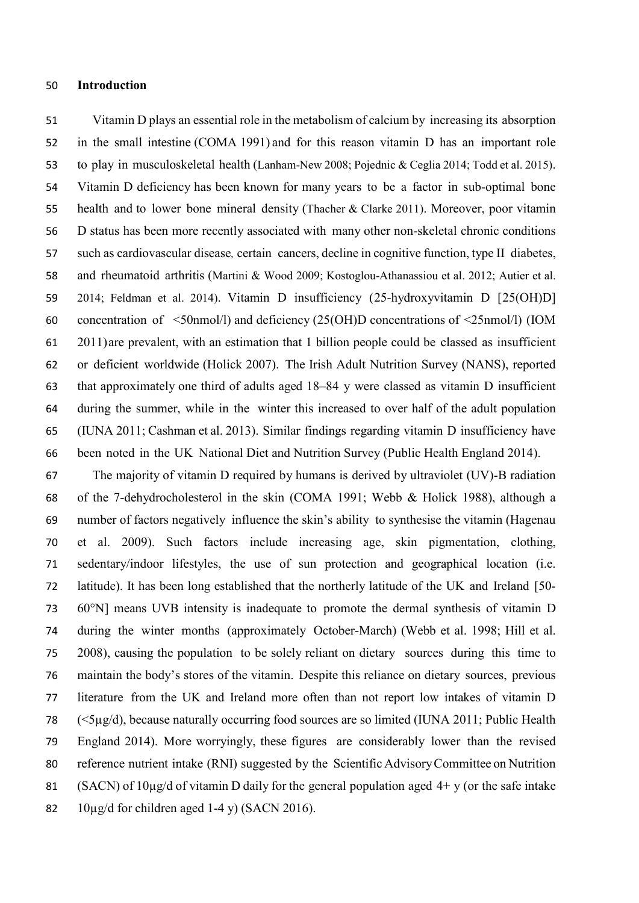## Introduction

Vitamin D plays an essential role in the metabolism of calcium by increasing its absorption in the small intestine (COMA 1991) and for this reason vitamin D has an important role to play in musculoskeletal health (Lanham-New 2008; Pojednic & Ceglia 2014; Todd et al. 2015). Vitamin D deficiency has been known for many years to be a factor in sub-optimal bone health and to lower bone mineral density (Thacher & Clarke 2011). Moreover, poor vitamin D status has been more recently associated with many other non-skeletal chronic conditions such as cardiovascular disease, certain cancers, decline in cognitive function, type II diabetes, and rheumatoid arthritis (Martini & Wood 2009; Kostoglou-Athanassiou et al. 2012; Autier et al. 2014; Feldman et al. 2014). Vitamin D insufficiency (25-hydroxyvitamin D [25(OH)D] concentration of <50nmol/l) and deficiency (25(OH)D concentrations of <25nmol/l) (IOM 2011) are prevalent, with an estimation that 1 billion people could be classed as insufficient or deficient worldwide (Holick 2007). The Irish Adult Nutrition Survey (NANS), reported that approximately one third of adults aged 18–84 y were classed as vitamin D insufficient during the summer, while in the winter this increased to over half of the adult population (IUNA 2011; Cashman et al. 2013). Similar findings regarding vitamin D insufficiency have been noted in the UK National Diet and Nutrition Survey (Public Health England 2014).

The majority of vitamin D required by humans is derived by ultraviolet (UV)-B radiation of the 7-dehydrocholesterol in the skin (COMA 1991; Webb & Holick 1988), although a number of factors negatively influence the skin's ability to synthesise the vitamin (Hagenau et al. 2009). Such factors include increasing age, skin pigmentation, clothing, sedentary/indoor lifestyles, the use of sun protection and geographical location (i.e. latitude). It has been long established that the northerly latitude of the UK and Ireland [50-60°N] means UVB intensity is inadequate to promote the dermal synthesis of vitamin D during the winter months (approximately October-March) (Webb et al. 1998; Hill et al. 2008), causing the population to be solely reliant on dietary sources during this time to maintain the body's stores of the vitamin. Despite this reliance on dietary sources, previous literature from the UK and Ireland more often than not report low intakes of vitamin D (<5µg/d), because naturally occurring food sources are so limited (IUNA 2011; Public Health England 2014). More worryingly, these figures are considerably lower than the revised reference nutrient intake (RNI) suggested by the Scientific Advisory Committee on Nutrition (SACN) of 10µg/d of vitamin D daily for the general population aged 4+ y (or the safe intake 10µg/d for children aged 1-4 y) (SACN 2016).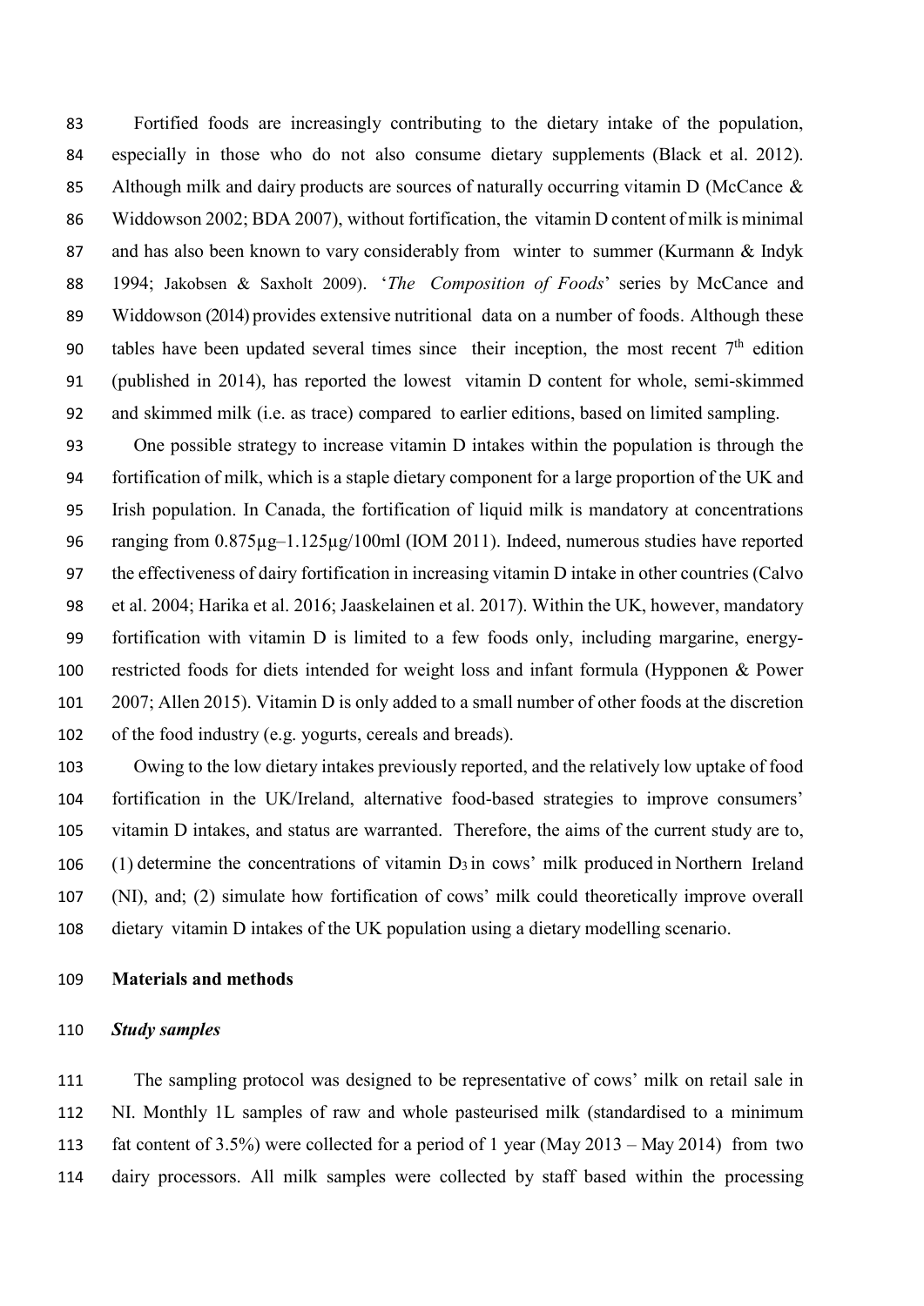Fortified foods are increasingly contributing to the dietary intake of the population, especially in those who do not also consume dietary supplements (Black et al. 2012). Although milk and dairy products are sources of naturally occurring vitamin D (McCance & Widdowson 2002; BDA 2007), without fortification, the vitamin D content of milk is minimal and has also been known to vary considerably from winter to summer (Kurmann & Indyk 1994; Jakobsen & Saxholt 2009). '*The Composition of Foods*' series by McCance and Widdowson (2014) provides extensive nutritional data on a number of foods. Although these tables have been updated several times since their inception, the most recent 7th edition (published in 2014), has reported the lowest vitamin D content for whole, semi-skimmed and skimmed milk (i.e. as trace) compared to earlier editions, based on limited sampling.

One possible strategy to increase vitamin D intakes within the population is through the fortification of milk, which is a staple dietary component for a large proportion of the UK and Irish population. In Canada, the fortification of liquid milk is mandatory at concentrations ranging from 0.875µg–1.125µg/100ml (IOM 2011). Indeed, numerous studies have reported the effectiveness of dairy fortification in increasing vitamin D intake in other countries (Calvo et al. 2004; Harika et al. 2016; Jaaskelainen et al. 2017). Within the UK, however, mandatory fortification with vitamin D is limited to a few foods only, including margarine, energy-restricted foods for diets intended for weight loss and infant formula (Hypponen & Power 2007; Allen 2015). Vitamin D is only added to a small number of other foods at the discretion of the food industry (e.g. yogurts, cereals and breads).

Owing to the low dietary intakes previously reported, and the relatively low uptake of food fortification in the UK/Ireland, alternative food-based strategies to improve consumers' vitamin D intakes, and status are warranted. Therefore, the aims of the current study are to, (1) determine the concentrations of vitamin $D_3$ in cows' milk produced in Northern Ireland (NI), and; (2) simulate how fortification of cows' milk could theoretically improve overall dietary vitamin D intakes of the UK population using a dietary modelling scenario.

## Materials and methods

### *Study samples*

The sampling protocol was designed to be representative of cows' milk on retail sale in NI. Monthly 1L samples of raw and whole pasteurised milk (standardised to a minimum fat content of 3.5%) were collected for a period of 1 year (May 2013 – May 2014) from two dairy processors. All milk samples were collected by staff based within the processing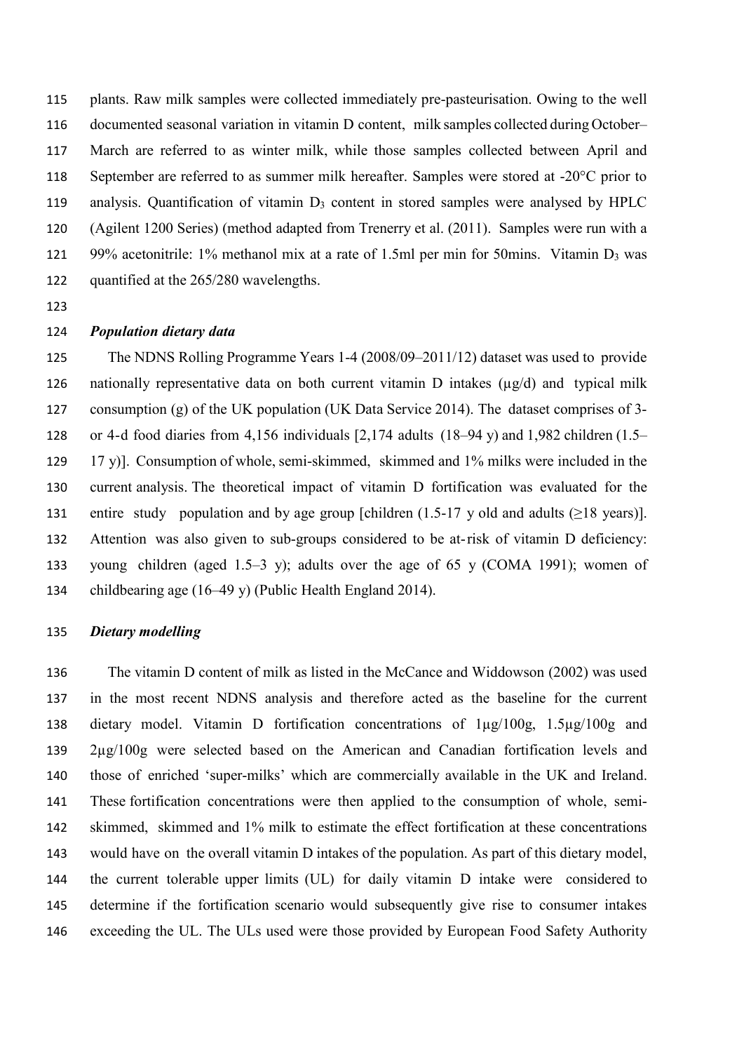plants. Raw milk samples were collected immediately pre-pasteurisation. Owing to the well documented seasonal variation in vitamin D content, milk samples collected during October–March are referred to as winter milk, while those samples collected between April and September are referred to as summer milk hereafter. Samples were stored at -20°C prior to analysis. Quantification of vitamin $D_3$ content in stored samples were analysed by HPLC (Agilent 1200 Series) (method adapted from Trenerry et al. (2011). Samples were run with a 99% acetonitrile: 1% methanol mix at a rate of 1.5ml per min for 50mins. Vitamin $D_3$ was quantified at the 265/280 wavelengths.

### *Population dietary data*

The NDNS Rolling Programme Years 1-4 (2008/09–2011/12) dataset was used to provide nationally representative data on both current vitamin D intakes (µg/d) and typical milk consumption (g) of the UK population (UK Data Service 2014). The dataset comprises of 3- or 4-d food diaries from 4,156 individuals [2,174 adults (18–94 y) and 1,982 children (1.5–17 y)]. Consumption of whole, semi-skimmed, skimmed and 1% milks were included in the current analysis. The theoretical impact of vitamin D fortification was evaluated for the entire study population and by age group [children (1.5-17 y old and adults (≥18 years)]. Attention was also given to sub-groups considered to be at-risk of vitamin D deficiency: young children (aged 1.5–3 y); adults over the age of 65 y (COMA 1991); women of childbearing age (16–49 y) (Public Health England 2014).

### *Dietary modelling*

The vitamin D content of milk as listed in the McCance and Widdowson (2002) was used in the most recent NDNS analysis and therefore acted as the baseline for the current dietary model. Vitamin D fortification concentrations of 1µg/100g, 1.5µg/100g and 2µg/100g were selected based on the American and Canadian fortification levels and those of enriched 'super-milks' which are commercially available in the UK and Ireland. These fortification concentrations were then applied to the consumption of whole, semi-skimmed, skimmed and 1% milk to estimate the effect fortification at these concentrations would have on the overall vitamin D intakes of the population. As part of this dietary model, the current tolerable upper limits (UL) for daily vitamin D intake were considered to determine if the fortification scenario would subsequently give rise to consumer intakes exceeding the UL. The ULs used were those provided by European Food Safety Authority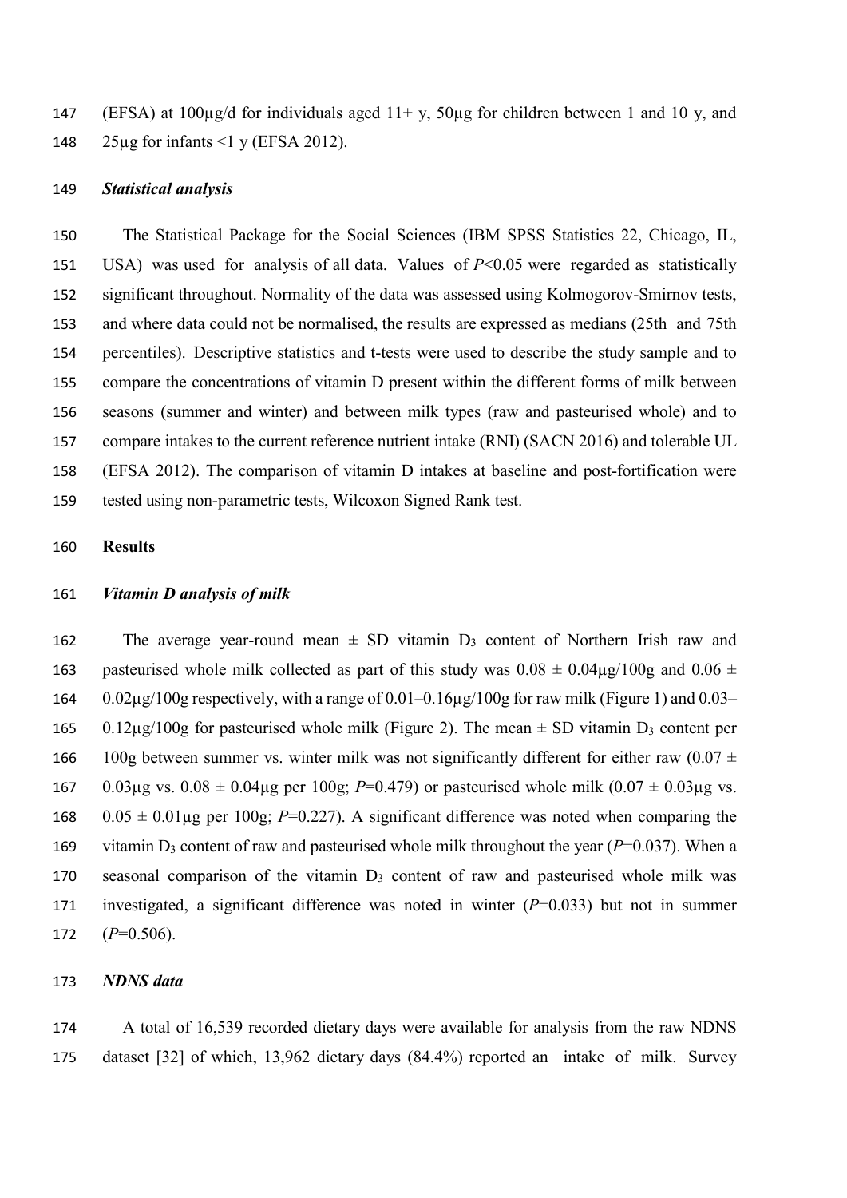(EFSA) at 100µg/d for individuals aged 11+ y, 50µg for children between 1 and 10 y, and 25µg for infants <1 y (EFSA 2012).

### *Statistical analysis*

The Statistical Package for the Social Sciences (IBM SPSS Statistics 22, Chicago, IL, USA) was used for analysis of all data. Values of $P<0.05$ were regarded as statistically significant throughout. Normality of the data was assessed using Kolmogorov-Smirnov tests, and where data could not be normalised, the results are expressed as medians (25th and 75th percentiles). Descriptive statistics and t-tests were used to describe the study sample and to compare the concentrations of vitamin D present within the different forms of milk between seasons (summer and winter) and between milk types (raw and pasteurised whole) and to compare intakes to the current reference nutrient intake (RNI) (SACN 2016) and tolerable UL (EFSA 2012). The comparison of vitamin D intakes at baseline and post-fortification were tested using non-parametric tests, Wilcoxon Signed Rank test.

## Results

### *Vitamin D analysis of milk*

The average year-round mean ± SD vitamin $D_3$ content of Northern Irish raw and pasteurised whole milk collected as part of this study was 0.08 ± 0.04µg/100g and 0.06 ± 0.02µg/100g respectively, with a range of 0.01–0.16µg/100g for raw milk (Figure 1) and 0.03–0.12µg/100g for pasteurised whole milk (Figure 2). The mean ± SD vitamin $D_3$ content per 100g between summer vs. winter milk was not significantly different for either raw (0.07 ± 0.03µg vs. 0.08 ± 0.04µg per 100g; $P$=0.479) or pasteurised whole milk (0.07 ± 0.03µg vs. 0.05 ± 0.01µg per 100g; $P$=0.227). A significant difference was noted when comparing the vitamin $D_3$ content of raw and pasteurised whole milk throughout the year ($P$=0.037). When a seasonal comparison of the vitamin $D_3$ content of raw and pasteurised whole milk was investigated, a significant difference was noted in winter ($P$=0.033) but not in summer ($P$=0.506).

### *NDNS data*

A total of 16,539 recorded dietary days were available for analysis from the raw NDNS dataset [32] of which, 13,962 dietary days (84.4%) reported an intake of milk. Survey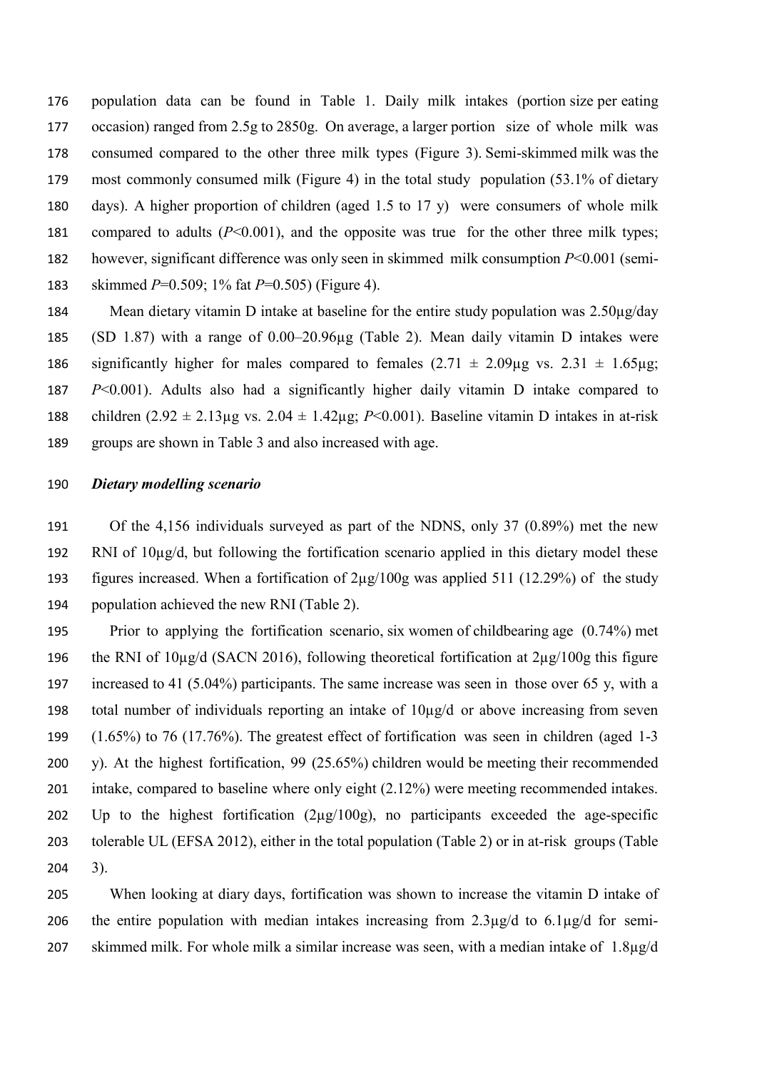population data can be found in Table 1. Daily milk intakes (portion size per eating occasion) ranged from 2.5g to 2850g. On average, a larger portion size of whole milk was consumed compared to the other three milk types (Figure 3). Semi-skimmed milk was the most commonly consumed milk (Figure 4) in the total study population (53.1% of dietary days). A higher proportion of children (aged 1.5 to 17 y) were consumers of whole milk compared to adults ($P<0.001$), and the opposite was true for the other three milk types; however, significant difference was only seen in skimmed milk consumption $P<0.001$ (semi-skimmed $P=0.509$; 1% fat $P=0.505$) (Figure 4).

Mean dietary vitamin D intake at baseline for the entire study population was 2.50µg/day (SD 1.87) with a range of 0.00–20.96µg (Table 2). Mean daily vitamin D intakes were significantly higher for males compared to females (2.71 ± 2.09µg vs. 2.31 ± 1.65µg; $P<0.001$). Adults also had a significantly higher daily vitamin D intake compared to children (2.92 ± 2.13µg vs. 2.04 ± 1.42µg; $P<0.001$). Baseline vitamin D intakes in at-risk groups are shown in Table 3 and also increased with age.

### *Dietary modelling scenario*

Of the 4,156 individuals surveyed as part of the NDNS, only 37 (0.89%) met the new RNI of 10µg/d, but following the fortification scenario applied in this dietary model these figures increased. When a fortification of 2µg/100g was applied 511 (12.29%) of the study population achieved the new RNI (Table 2).

Prior to applying the fortification scenario, six women of childbearing age (0.74%) met the RNI of 10µg/d (SACN 2016), following theoretical fortification at 2µg/100g this figure increased to 41 (5.04%) participants. The same increase was seen in those over 65 y, with a total number of individuals reporting an intake of 10µg/d or above increasing from seven (1.65%) to 76 (17.76%). The greatest effect of fortification was seen in children (aged 1-3 y). At the highest fortification, 99 (25.65%) children would be meeting their recommended intake, compared to baseline where only eight (2.12%) were meeting recommended intakes. Up to the highest fortification (2µg/100g), no participants exceeded the age-specific tolerable UL (EFSA 2012), either in the total population (Table 2) or in at-risk groups (Table 3).

When looking at diary days, fortification was shown to increase the vitamin D intake of the entire population with median intakes increasing from 2.3µg/d to 6.1µg/d for semi-skimmed milk. For whole milk a similar increase was seen, with a median intake of 1.8µg/d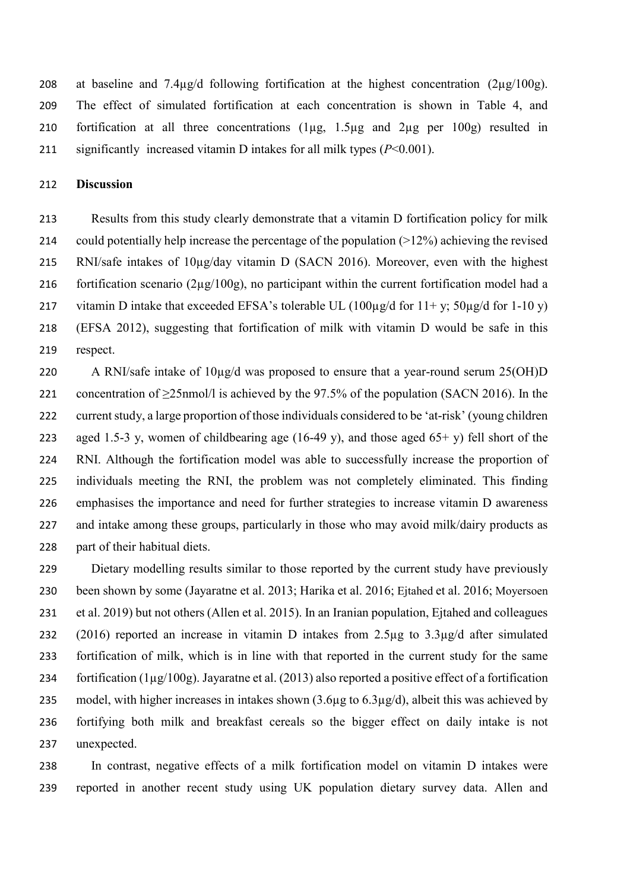at baseline and 7.4µg/d following fortification at the highest concentration (2µg/100g). The effect of simulated fortification at each concentration is shown in Table 4, and fortification at all three concentrations (1µg, 1.5µg and 2µg per 100g) resulted in significantly increased vitamin D intakes for all milk types ($P<0.001$).

## Discussion

Results from this study clearly demonstrate that a vitamin D fortification policy for milk could potentially help increase the percentage of the population (>12%) achieving the revised RNI/safe intakes of 10µg/day vitamin D (SACN 2016). Moreover, even with the highest fortification scenario (2µg/100g), no participant within the current fortification model had a vitamin D intake that exceeded EFSA's tolerable UL (100µg/d for 11+ y; 50µg/d for 1-10 y) (EFSA 2012), suggesting that fortification of milk with vitamin D would be safe in this respect.

A RNI/safe intake of 10µg/d was proposed to ensure that a year-round serum 25(OH)D concentration of ≥25nmol/l is achieved by the 97.5% of the population (SACN 2016). In the current study, a large proportion of those individuals considered to be 'at-risk' (young children aged 1.5-3 y, women of childbearing age (16-49 y), and those aged 65+ y) fell short of the RNI. Although the fortification model was able to successfully increase the proportion of individuals meeting the RNI, the problem was not completely eliminated. This finding emphasises the importance and need for further strategies to increase vitamin D awareness and intake among these groups, particularly in those who may avoid milk/dairy products as part of their habitual diets.

Dietary modelling results similar to those reported by the current study have previously been shown by some (Jayaratne et al. 2013; Harika et al. 2016; Ejtahed et al. 2016; Moyersoen et al. 2019) but not others (Allen et al. 2015). In an Iranian population, Ejtahed and colleagues (2016) reported an increase in vitamin D intakes from 2.5µg to 3.3µg/d after simulated fortification of milk, which is in line with that reported in the current study for the same fortification (1µg/100g). Jayaratne et al. (2013) also reported a positive effect of a fortification model, with higher increases in intakes shown (3.6µg to 6.3µg/d), albeit this was achieved by fortifying both milk and breakfast cereals so the bigger effect on daily intake is not unexpected.

In contrast, negative effects of a milk fortification model on vitamin D intakes were reported in another recent study using UK population dietary survey data. Allen and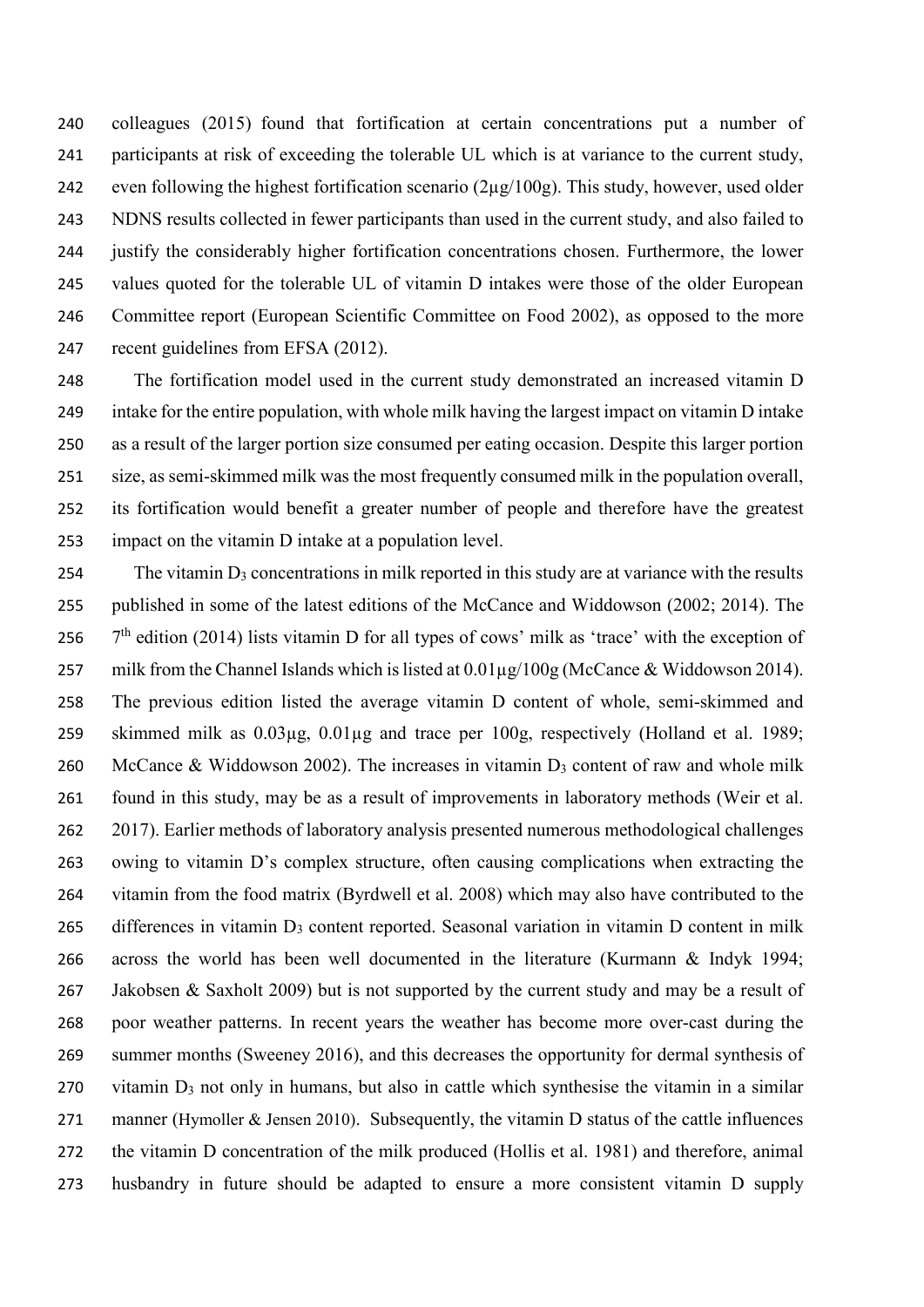colleagues (2015) found that fortification at certain concentrations put a number of participants at risk of exceeding the tolerable UL which is at variance to the current study, even following the highest fortification scenario (2µg/100g). This study, however, used older NDNS results collected in fewer participants than used in the current study, and also failed to justify the considerably higher fortification concentrations chosen. Furthermore, the lower values quoted for the tolerable UL of vitamin D intakes were those of the older European Committee report (European Scientific Committee on Food 2002), as opposed to the more recent guidelines from EFSA (2012).

The fortification model used in the current study demonstrated an increased vitamin D intake for the entire population, with whole milk having the largest impact on vitamin D intake as a result of the larger portion size consumed per eating occasion. Despite this larger portion size, as semi-skimmed milk was the most frequently consumed milk in the population overall, its fortification would benefit a greater number of people and therefore have the greatest impact on the vitamin D intake at a population level.

The vitamin $D_3$ concentrations in milk reported in this study are at variance with the results published in some of the latest editions of the McCance and Widdowson (2002; 2014). The 7th edition (2014) lists vitamin D for all types of cows' milk as 'trace' with the exception of milk from the Channel Islands which is listed at 0.01µg/100g (McCance & Widdowson 2014). The previous edition listed the average vitamin D content of whole, semi-skimmed and skimmed milk as 0.03µg, 0.01µg and trace per 100g, respectively (Holland et al. 1989; McCance & Widdowson 2002). The increases in vitamin $D_3$ content of raw and whole milk found in this study, may be as a result of improvements in laboratory methods (Weir et al. 2017). Earlier methods of laboratory analysis presented numerous methodological challenges owing to vitamin D's complex structure, often causing complications when extracting the vitamin from the food matrix (Byrdwell et al. 2008) which may also have contributed to the differences in vitamin $D_3$ content reported. Seasonal variation in vitamin D content in milk across the world has been well documented in the literature (Kurmann & Indyk 1994; Jakobsen & Saxholt 2009) but is not supported by the current study and may be a result of poor weather patterns. In recent years the weather has become more over-cast during the summer months (Sweeney 2016), and this decreases the opportunity for dermal synthesis of vitamin $D_3$ not only in humans, but also in cattle which synthesise the vitamin in a similar manner (Hymoller & Jensen 2010). Subsequently, the vitamin D status of the cattle influences the vitamin D concentration of the milk produced (Hollis et al. 1981) and therefore, animal husbandry in future should be adapted to ensure a more consistent vitamin D supply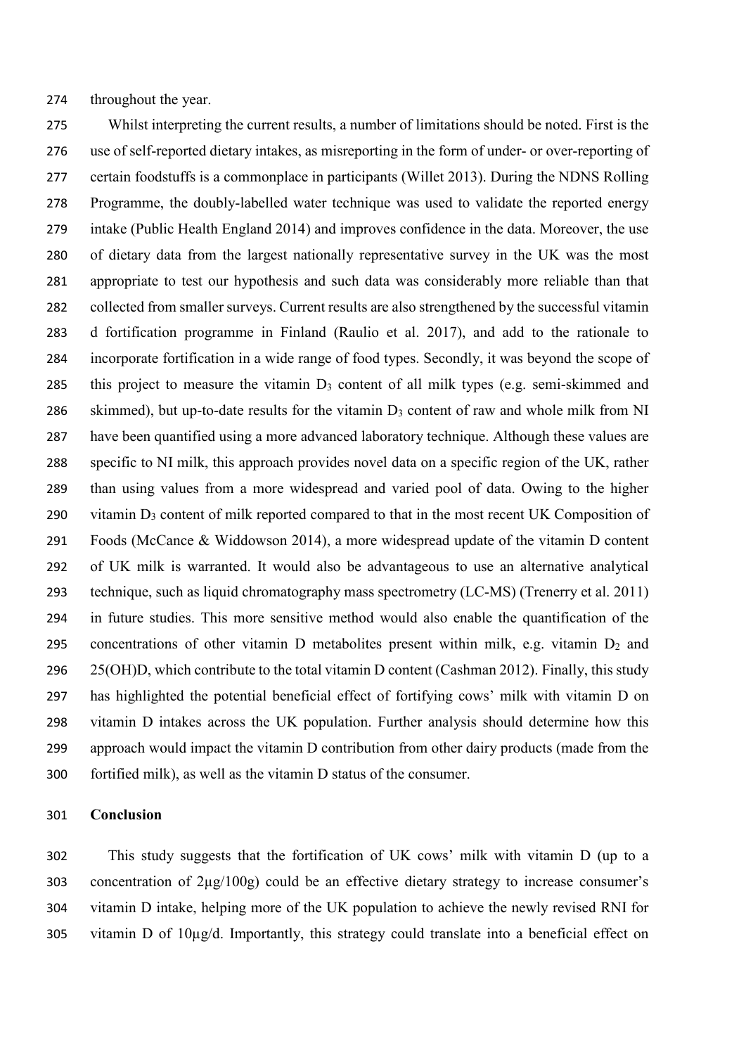throughout the year.

Whilst interpreting the current results, a number of limitations should be noted. First is the use of self-reported dietary intakes, as misreporting in the form of under- or over-reporting of certain foodstuffs is a commonplace in participants (Willet 2013). During the NDNS Rolling Programme, the doubly-labelled water technique was used to validate the reported energy intake (Public Health England 2014) and improves confidence in the data. Moreover, the use of dietary data from the largest nationally representative survey in the UK was the most appropriate to test our hypothesis and such data was considerably more reliable than that collected from smaller surveys. Current results are also strengthened by the successful vitamin d fortification programme in Finland (Raulio et al. 2017), and add to the rationale to incorporate fortification in a wide range of food types. Secondly, it was beyond the scope of this project to measure the vitamin $D_3$ content of all milk types (e.g. semi-skimmed and skimmed), but up-to-date results for the vitamin $D_3$ content of raw and whole milk from NI have been quantified using a more advanced laboratory technique. Although these values are specific to NI milk, this approach provides novel data on a specific region of the UK, rather than using values from a more widespread and varied pool of data. Owing to the higher vitamin $D_3$ content of milk reported compared to that in the most recent UK Composition of Foods (McCance & Widdowson 2014), a more widespread update of the vitamin D content of UK milk is warranted. It would also be advantageous to use an alternative analytical technique, such as liquid chromatography mass spectrometry (LC-MS) (Trenerry et al. 2011) in future studies. This more sensitive method would also enable the quantification of the concentrations of other vitamin D metabolites present within milk, e.g. vitamin $D_2$ and 25(OH)D, which contribute to the total vitamin D content (Cashman 2012). Finally, this study has highlighted the potential beneficial effect of fortifying cows' milk with vitamin D on vitamin D intakes across the UK population. Further analysis should determine how this approach would impact the vitamin D contribution from other dairy products (made from the fortified milk), as well as the vitamin D status of the consumer.

## Conclusion

This study suggests that the fortification of UK cows' milk with vitamin D (up to a concentration of 2μg/100g) could be an effective dietary strategy to increase consumer's vitamin D intake, helping more of the UK population to achieve the newly revised RNI for vitamin D of 10μg/d. Importantly, this strategy could translate into a beneficial effect on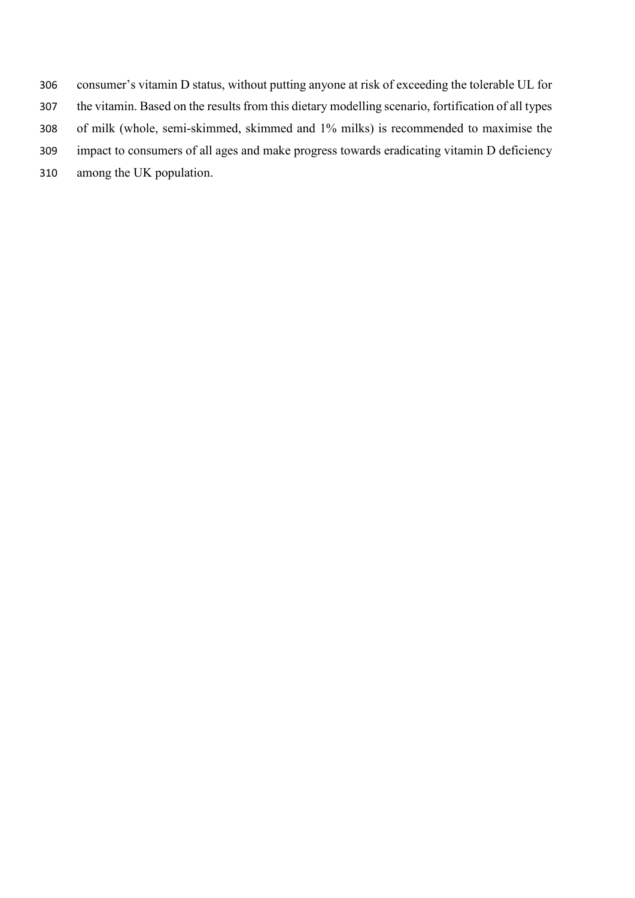consumer's vitamin D status, without putting anyone at risk of exceeding the tolerable UL for the vitamin. Based on the results from this dietary modelling scenario, fortification of all types of milk (whole, semi-skimmed, skimmed and 1% milks) is recommended to maximise the impact to consumers of all ages and make progress towards eradicating vitamin D deficiency among the UK population.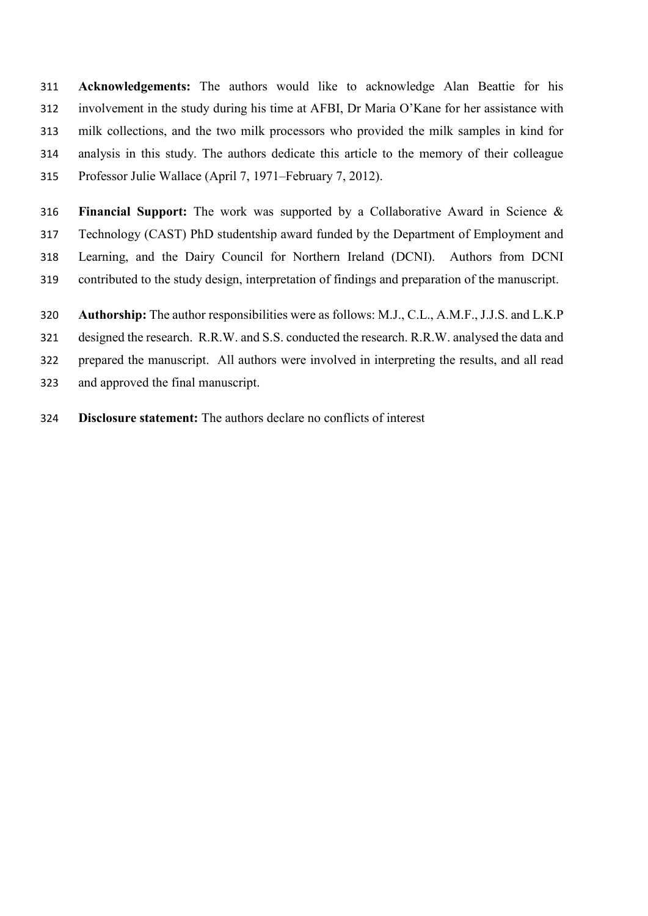**Acknowledgements:** The authors would like to acknowledge Alan Beattie for his involvement in the study during his time at AFBI, Dr Maria O'Kane for her assistance with milk collections, and the two milk processors who provided the milk samples in kind for analysis in this study. The authors dedicate this article to the memory of their colleague Professor Julie Wallace (April 7, 1971–February 7, 2012).

**Financial Support:** The work was supported by a Collaborative Award in Science & Technology (CAST) PhD studentship award funded by the Department of Employment and Learning, and the Dairy Council for Northern Ireland (DCNI). Authors from DCNI contributed to the study design, interpretation of findings and preparation of the manuscript.

**Authorship:** The author responsibilities were as follows: M.J., C.L., A.M.F., J.J.S. and L.K.P designed the research. R.R.W. and S.S. conducted the research. R.R.W. analysed the data and prepared the manuscript. All authors were involved in interpreting the results, and all read and approved the final manuscript.

**Disclosure statement:** The authors declare no conflicts of interest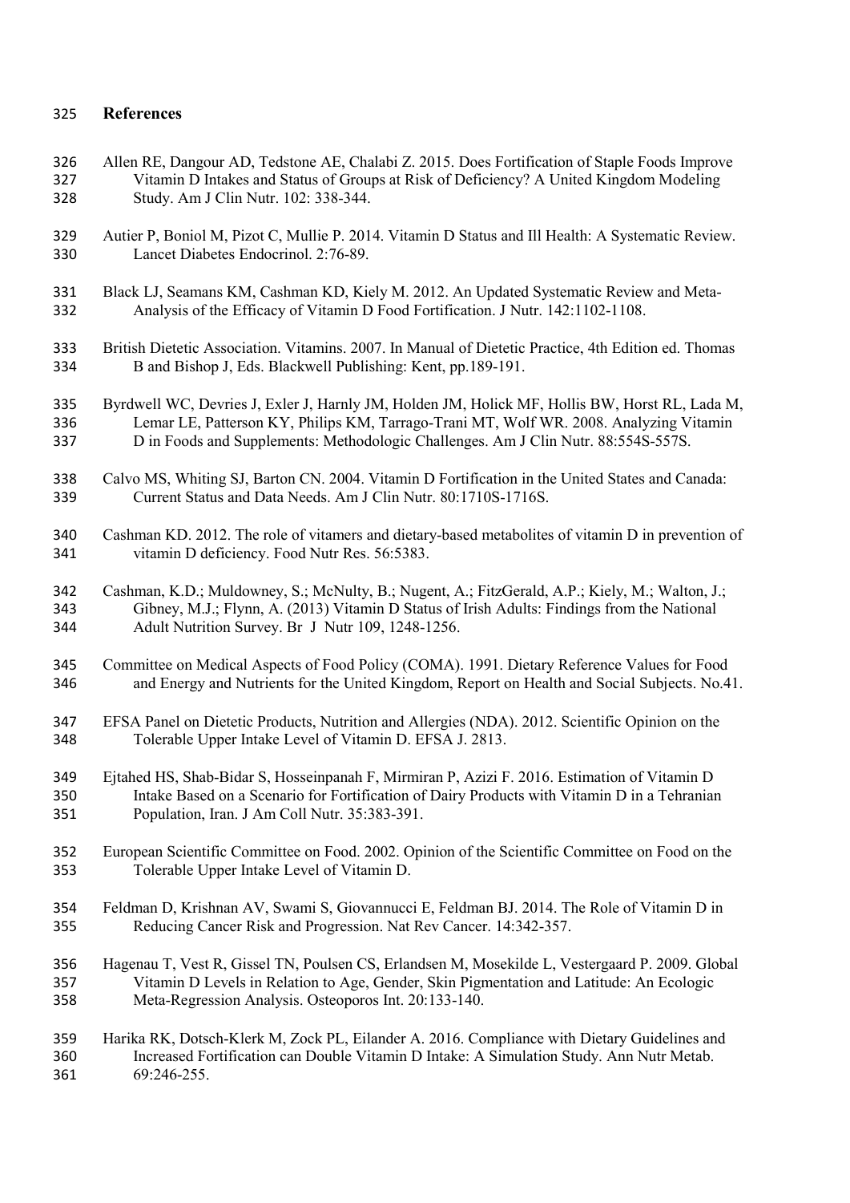## References

Allen RE, Dangour AD, Tedstone AE, Chalabi Z. 2015. Does Fortification of Staple Foods Improve Vitamin D Intakes and Status of Groups at Risk of Deficiency? A United Kingdom Modeling Study. Am J Clin Nutr. 102: 338-344.

Autier P, Boniol M, Pizot C, Mullie P. 2014. Vitamin D Status and Ill Health: A Systematic Review. Lancet Diabetes Endocrinol. 2:76-89.

Black LJ, Seamans KM, Cashman KD, Kiely M. 2012. An Updated Systematic Review and Meta-Analysis of the Efficacy of Vitamin D Food Fortification. J Nutr. 142:1102-1108.

British Dietetic Association. Vitamins. 2007. In Manual of Dietetic Practice, 4th Edition ed. Thomas B and Bishop J, Eds. Blackwell Publishing: Kent, pp.189-191.

Byrdwell WC, Devries J, Exler J, Harnly JM, Holden JM, Holick MF, Hollis BW, Horst RL, Lada M, Lemar LE, Patterson KY, Philips KM, Tarrago-Trani MT, Wolf WR. 2008. Analyzing Vitamin D in Foods and Supplements: Methodologic Challenges. Am J Clin Nutr. 88:554S-557S.

Calvo MS, Whiting SJ, Barton CN. 2004. Vitamin D Fortification in the United States and Canada: Current Status and Data Needs. Am J Clin Nutr. 80:1710S-1716S.

Cashman KD. 2012. The role of vitamers and dietary-based metabolites of vitamin D in prevention of vitamin D deficiency. Food Nutr Res. 56:5383.

Cashman, K.D.; Muldowney, S.; McNulty, B.; Nugent, A.; FitzGerald, A.P.; Kiely, M.; Walton, J.; Gibney, M.J.; Flynn, A. (2013) Vitamin D Status of Irish Adults: Findings from the National Adult Nutrition Survey. Br J Nutr 109, 1248-1256.

Committee on Medical Aspects of Food Policy (COMA). 1991. Dietary Reference Values for Food and Energy and Nutrients for the United Kingdom, Report on Health and Social Subjects. No.41.

EFSA Panel on Dietetic Products, Nutrition and Allergies (NDA). 2012. Scientific Opinion on the Tolerable Upper Intake Level of Vitamin D. EFSA J. 2813.

Ejtahed HS, Shab-Bidar S, Hosseinpanah F, Mirmiran P, Azizi F. 2016. Estimation of Vitamin D Intake Based on a Scenario for Fortification of Dairy Products with Vitamin D in a Tehranian Population, Iran. J Am Coll Nutr. 35:383-391.

European Scientific Committee on Food. 2002. Opinion of the Scientific Committee on Food on the Tolerable Upper Intake Level of Vitamin D.

Feldman D, Krishnan AV, Swami S, Giovannucci E, Feldman BJ. 2014. The Role of Vitamin D in Reducing Cancer Risk and Progression. Nat Rev Cancer. 14:342-357.

Hagenau T, Vest R, Gissel TN, Poulsen CS, Erlandsen M, Mosekilde L, Vestergaard P. 2009. Global Vitamin D Levels in Relation to Age, Gender, Skin Pigmentation and Latitude: An Ecologic Meta-Regression Analysis. Osteoporos Int. 20:133-140.

Harika RK, Dotsch-Klerk M, Zock PL, Eilander A. 2016. Compliance with Dietary Guidelines and Increased Fortification can Double Vitamin D Intake: A Simulation Study. Ann Nutr Metab. 69:246-255.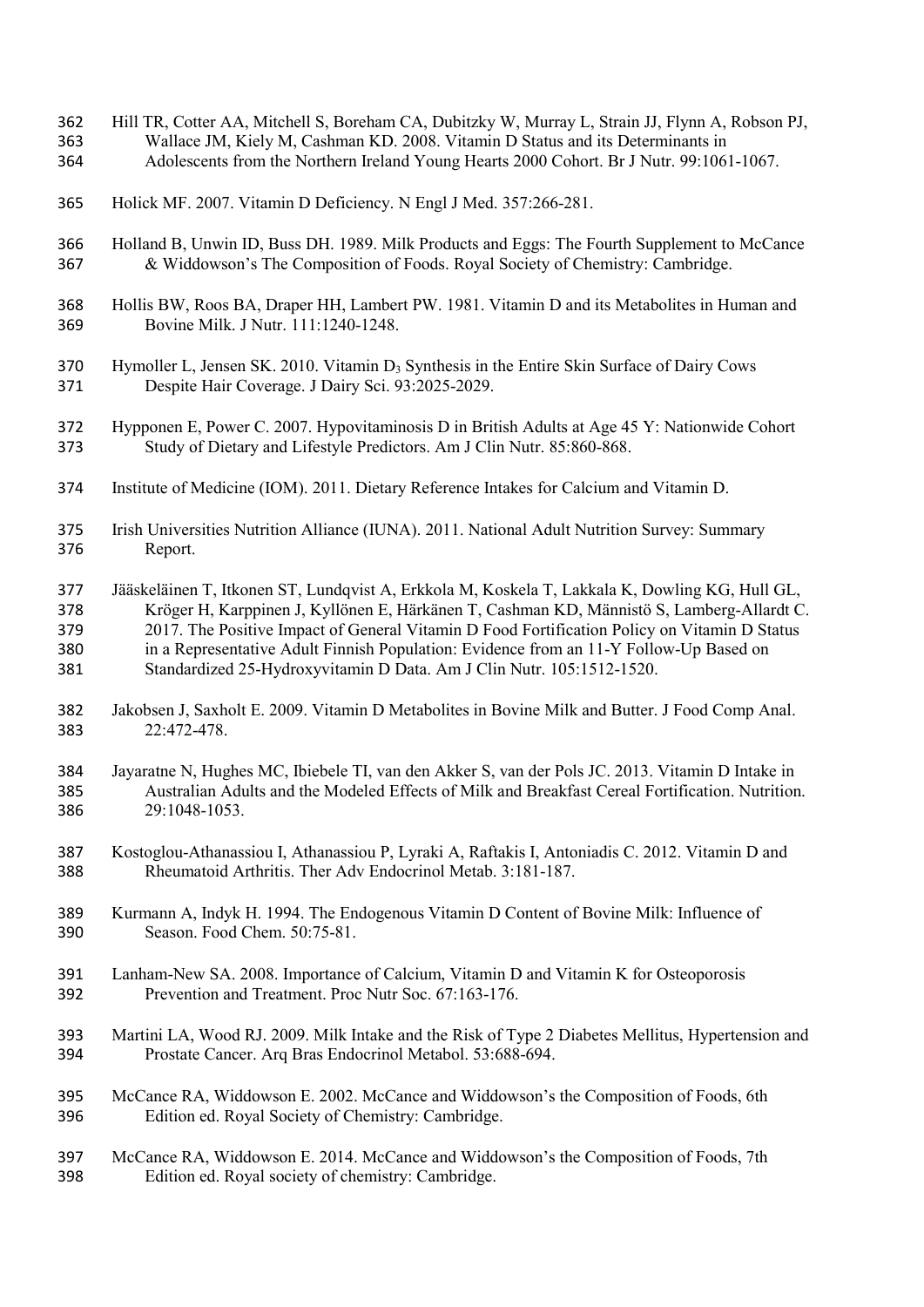Hill TR, Cotter AA, Mitchell S, Boreham CA, Dubitzky W, Murray L, Strain JJ, Flynn A, Robson PJ, Wallace JM, Kiely M, Cashman KD. 2008. Vitamin D Status and its Determinants in Adolescents from the Northern Ireland Young Hearts 2000 Cohort. Br J Nutr. 99:1061-1067.

Holick MF. 2007. Vitamin D Deficiency. N Engl J Med. 357:266-281.

Holland B, Unwin ID, Buss DH. 1989. Milk Products and Eggs: The Fourth Supplement to McCance & Widdowson's The Composition of Foods. Royal Society of Chemistry: Cambridge.

Hollis BW, Roos BA, Draper HH, Lambert PW. 1981. Vitamin D and its Metabolites in Human and Bovine Milk. J Nutr. 111:1240-1248.

Hymoller L, Jensen SK. 2010. Vitamin $D_3$ Synthesis in the Entire Skin Surface of Dairy Cows Despite Hair Coverage. J Dairy Sci. 93:2025-2029.

Hypponen E, Power C. 2007. Hypovitaminosis D in British Adults at Age 45 Y: Nationwide Cohort Study of Dietary and Lifestyle Predictors. Am J Clin Nutr. 85:860-868.

Institute of Medicine (IOM). 2011. Dietary Reference Intakes for Calcium and Vitamin D.

Irish Universities Nutrition Alliance (IUNA). 2011. National Adult Nutrition Survey: Summary Report.

Jääskeläinen T, Itkonen ST, Lundqvist A, Erkkola M, Koskela T, Lakkala K, Dowling KG, Hull GL, Kröger H, Karppinen J, Kyllönen E, Härkänen T, Cashman KD, Männistö S, Lamberg-Allardt C. 2017. The Positive Impact of General Vitamin D Food Fortification Policy on Vitamin D Status in a Representative Adult Finnish Population: Evidence from an 11-Y Follow-Up Based on Standardized 25-Hydroxyvitamin D Data. Am J Clin Nutr. 105:1512-1520.

Jakobsen J, Saxholt E. 2009. Vitamin D Metabolites in Bovine Milk and Butter. J Food Comp Anal. 22:472-478.

Jayaratne N, Hughes MC, Ibiebele TI, van den Akker S, van der Pols JC. 2013. Vitamin D Intake in Australian Adults and the Modeled Effects of Milk and Breakfast Cereal Fortification. Nutrition. 29:1048-1053.

Kostoglou-Athanassiou I, Athanassiou P, Lyraki A, Raftakis I, Antoniadis C. 2012. Vitamin D and Rheumatoid Arthritis. Ther Adv Endocrinol Metab. 3:181-187.

Kurmann A, Indyk H. 1994. The Endogenous Vitamin D Content of Bovine Milk: Influence of Season. Food Chem. 50:75-81.

Lanham-New SA. 2008. Importance of Calcium, Vitamin D and Vitamin K for Osteoporosis Prevention and Treatment. Proc Nutr Soc. 67:163-176.

Martini LA, Wood RJ. 2009. Milk Intake and the Risk of Type 2 Diabetes Mellitus, Hypertension and Prostate Cancer. Arq Bras Endocrinol Metabol. 53:688-694.

McCance RA, Widdowson E. 2002. McCance and Widdowson's the Composition of Foods, 6th Edition ed. Royal Society of Chemistry: Cambridge.

McCance RA, Widdowson E. 2014. McCance and Widdowson's the Composition of Foods, 7th Edition ed. Royal society of chemistry: Cambridge.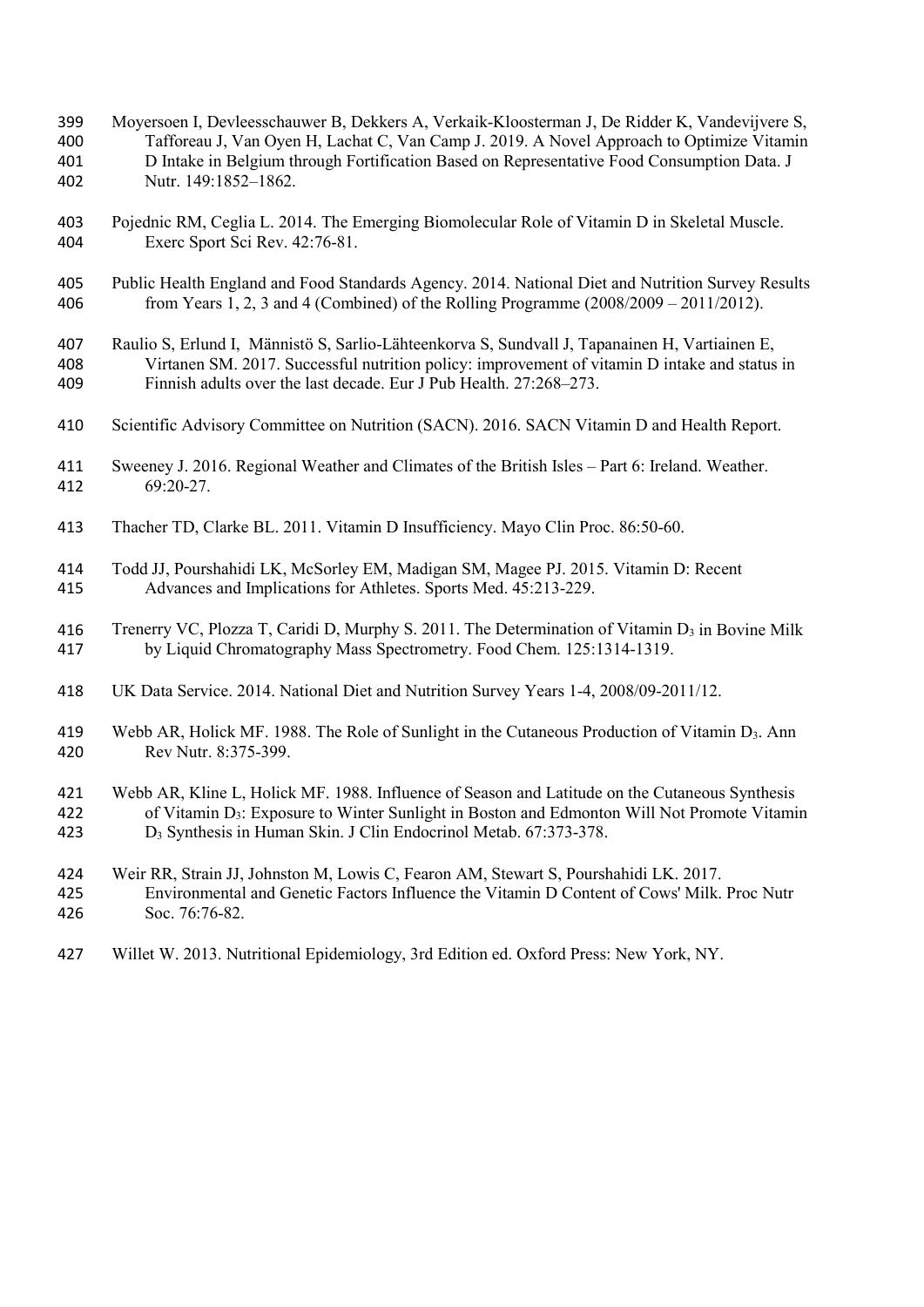Moyersoen I, Devleesschauwer B, Dekkers A, Verkaik-Kloosterman J, De Ridder K, Vandevijvere S, Tafforeau J, Van Oyen H, Lachat C, Van Camp J. 2019. A Novel Approach to Optimize Vitamin D Intake in Belgium through Fortification Based on Representative Food Consumption Data. J Nutr. 149:1852–1862.

Pojednic RM, Ceglia L. 2014. The Emerging Biomolecular Role of Vitamin D in Skeletal Muscle. Exerc Sport Sci Rev. 42:76-81.

Public Health England and Food Standards Agency. 2014. National Diet and Nutrition Survey Results from Years 1, 2, 3 and 4 (Combined) of the Rolling Programme (2008/2009 – 2011/2012).

Raulio S, Erlund I, Männistö S, Sarlio-Lähteenkorva S, Sundvall J, Tapanainen H, Vartiainen E, Virtanen SM. 2017. Successful nutrition policy: improvement of vitamin D intake and status in Finnish adults over the last decade. Eur J Pub Health. 27:268–273.

Scientific Advisory Committee on Nutrition (SACN). 2016. SACN Vitamin D and Health Report.

Sweeney J. 2016. Regional Weather and Climates of the British Isles – Part 6: Ireland. Weather. 69:20-27.

Thacher TD, Clarke BL. 2011. Vitamin D Insufficiency. Mayo Clin Proc. 86:50-60.

Todd JJ, Pourshahidi LK, McSorley EM, Madigan SM, Magee PJ. 2015. Vitamin D: Recent Advances and Implications for Athletes. Sports Med. 45:213-229.

Trenerry VC, Plozza T, Caridi D, Murphy S. 2011. The Determination of Vitamin $D_3$ in Bovine Milk by Liquid Chromatography Mass Spectrometry. Food Chem. 125:1314-1319.

UK Data Service. 2014. National Diet and Nutrition Survey Years 1-4, 2008/09-2011/12.

Webb AR, Holick MF. 1988. The Role of Sunlight in the Cutaneous Production of Vitamin $D_3$. Ann Rev Nutr. 8:375-399.

Webb AR, Kline L, Holick MF. 1988. Influence of Season and Latitude on the Cutaneous Synthesis of Vitamin $D_3$: Exposure to Winter Sunlight in Boston and Edmonton Will Not Promote Vitamin $D_3$ Synthesis in Human Skin. J Clin Endocrinol Metab. 67:373-378.

Weir RR, Strain JJ, Johnston M, Lowis C, Fearon AM, Stewart S, Pourshahidi LK. 2017. Environmental and Genetic Factors Influence the Vitamin D Content of Cows' Milk. Proc Nutr Soc. 76:76-82.

Willet W. 2013. Nutritional Epidemiology, 3rd Edition ed. Oxford Press: New York, NY.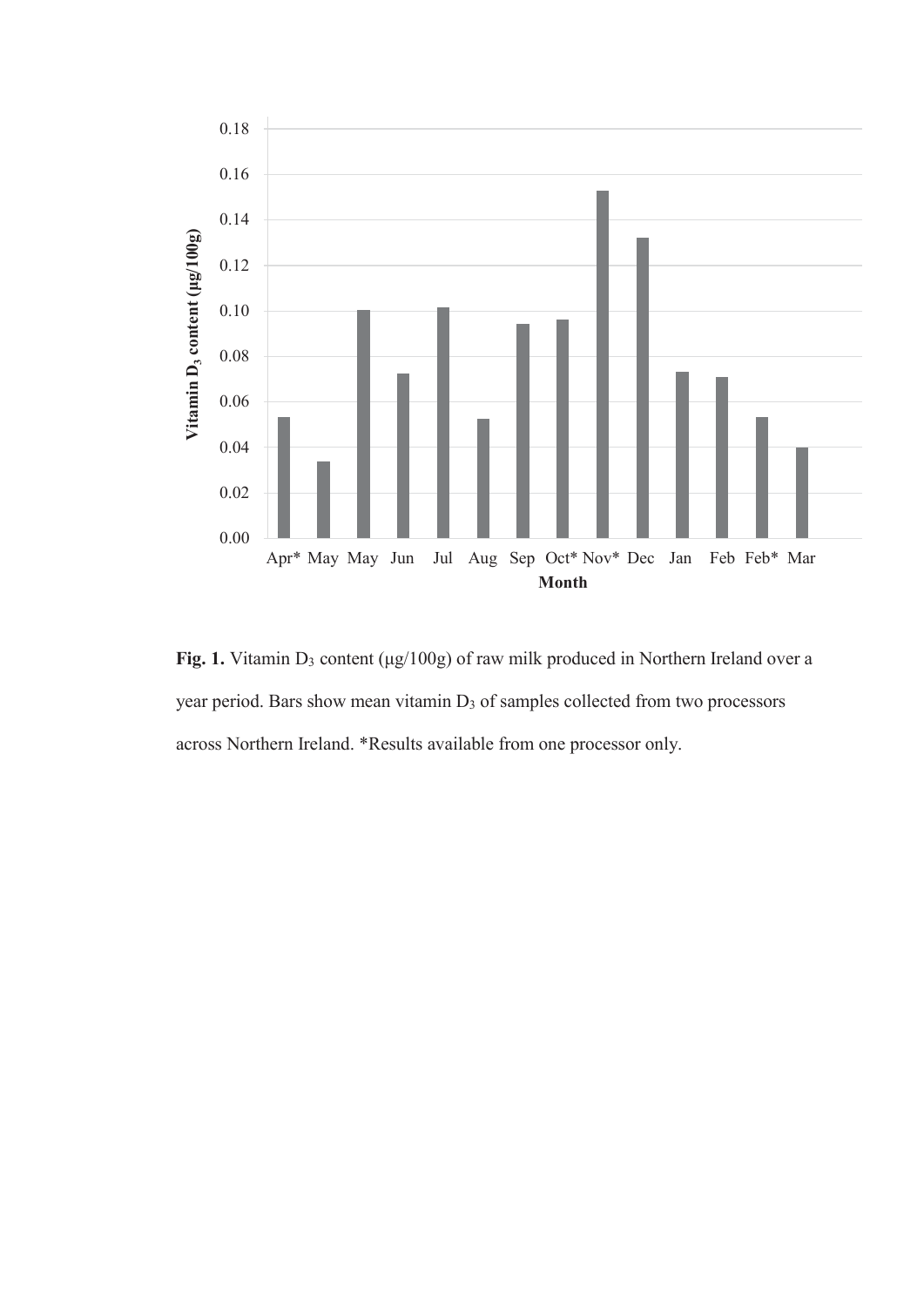**Fig. 1.** Vitamin $D_3$ content (μg/100g) of raw milk produced in Northern Ireland over a year period. Bars show mean vitamin $D_3$ of samples collected from two processors across Northern Ireland. *Results available from one processor only.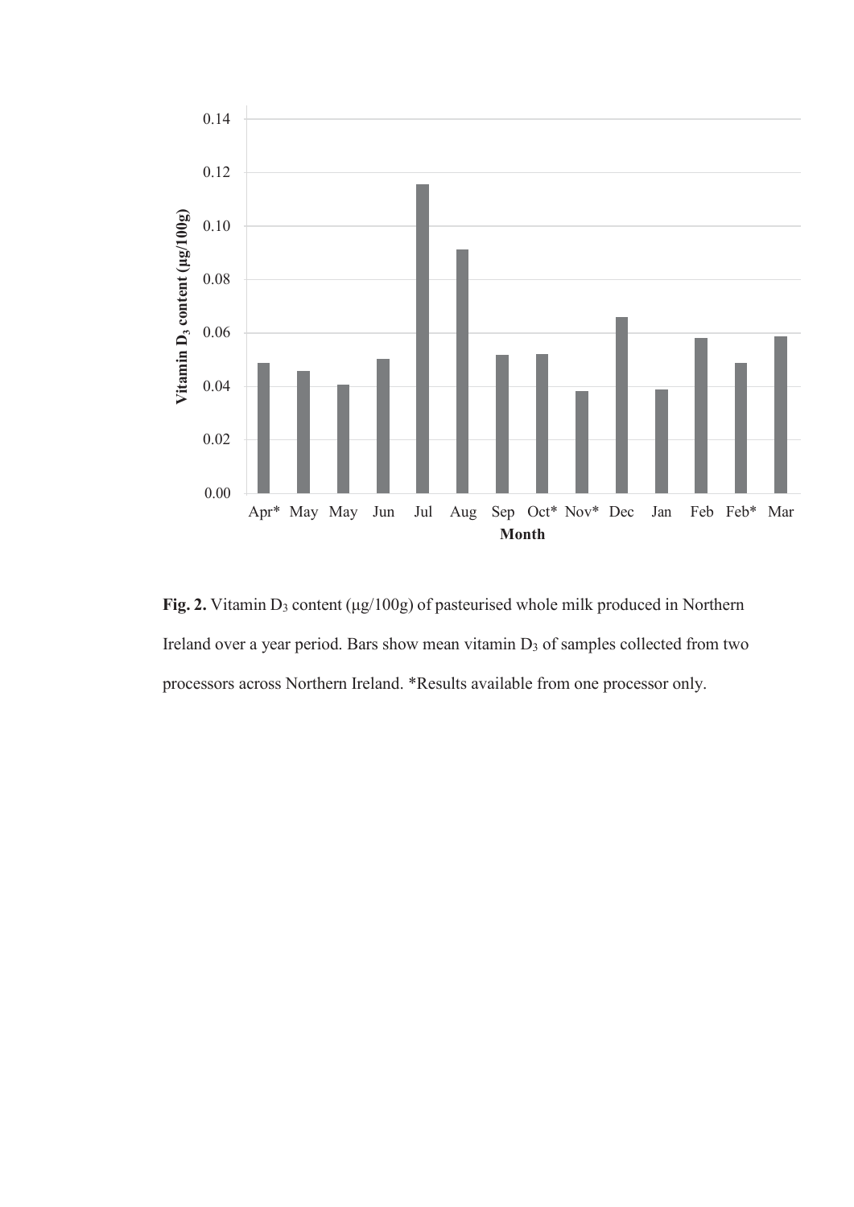**Fig. 2.** Vitamin $D_3$ content (μg/100g) of pasteurised whole milk produced in Northern Ireland over a year period. Bars show mean vitamin $D_3$ of samples collected from two processors across Northern Ireland. *Results available from one processor only.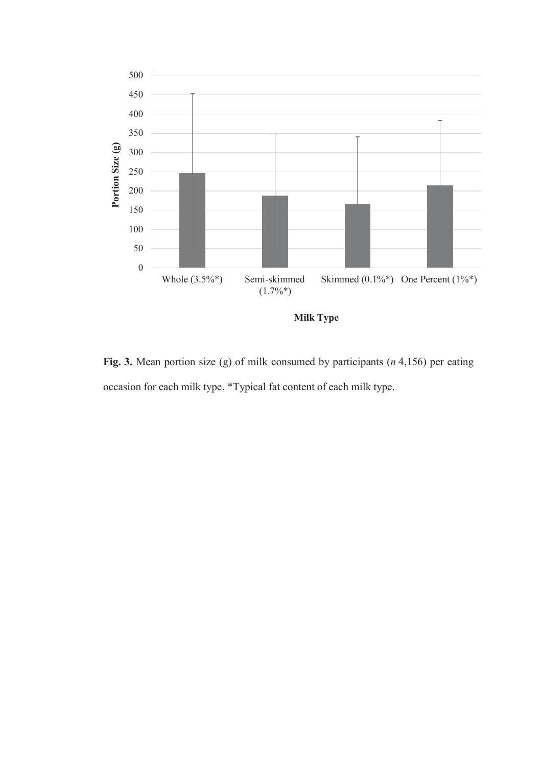**Fig. 3.** Mean portion size (g) of milk consumed by participants (*n* 4,156) per eating occasion for each milk type. *Typical fat content of each milk type.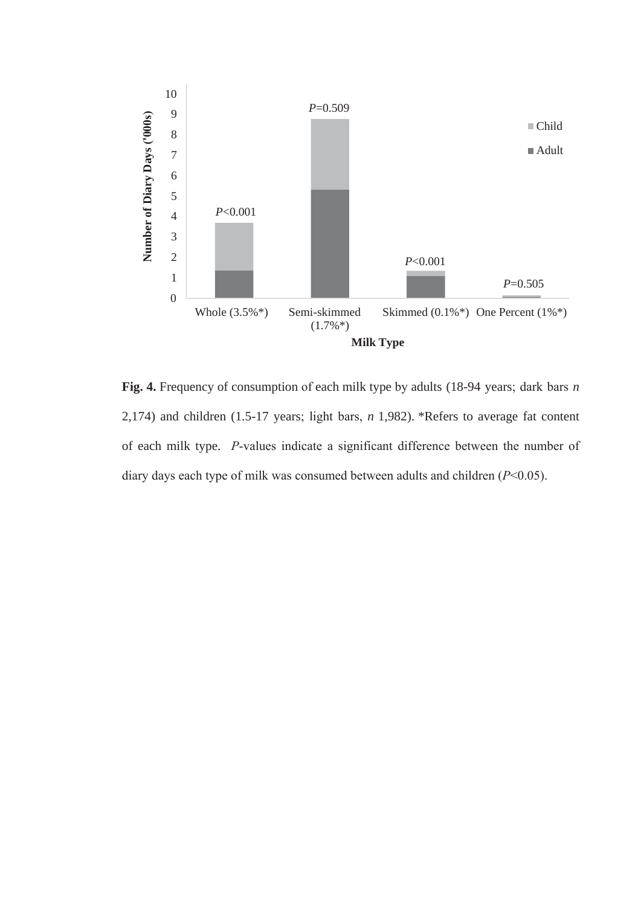**Fig. 4.** Frequency of consumption of each milk type by adults (18-94 years; dark bars *n* 2,174) and children (1.5-17 years; light bars, *n* 1,982). *Refers to average fat content of each milk type. *P*-values indicate a significant difference between the number of diary days each type of milk was consumed between adults and children ($P<0.05$).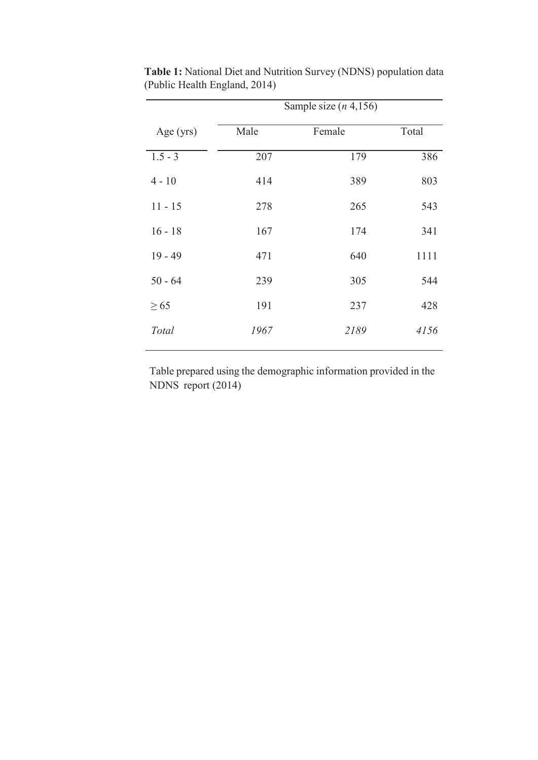**Table 1:** National Diet and Nutrition Survey (NDNS) population data (Public Health England, 2014)

| | Sample size (*n* 4,156) | | |
|---|---|---|---|
| Age (yrs) | Male | Female | Total |
| 1.5 - 3 | 207 | 179 | 386 |
| 4 - 10 | 414 | 389 | 803 |
| 11 - 15 | 278 | 265 | 543 |
| 16 - 18 | 167 | 174 | 341 |
| 19 - 49 | 471 | 640 | 1111 |
| 50 - 64 | 239 | 305 | 544 |
| ≥ 65 | 191 | 237 | 428 |
| *Total* | *1967* | *2189* | *4156* |

Table prepared using the demographic information provided in the NDNS report (2014)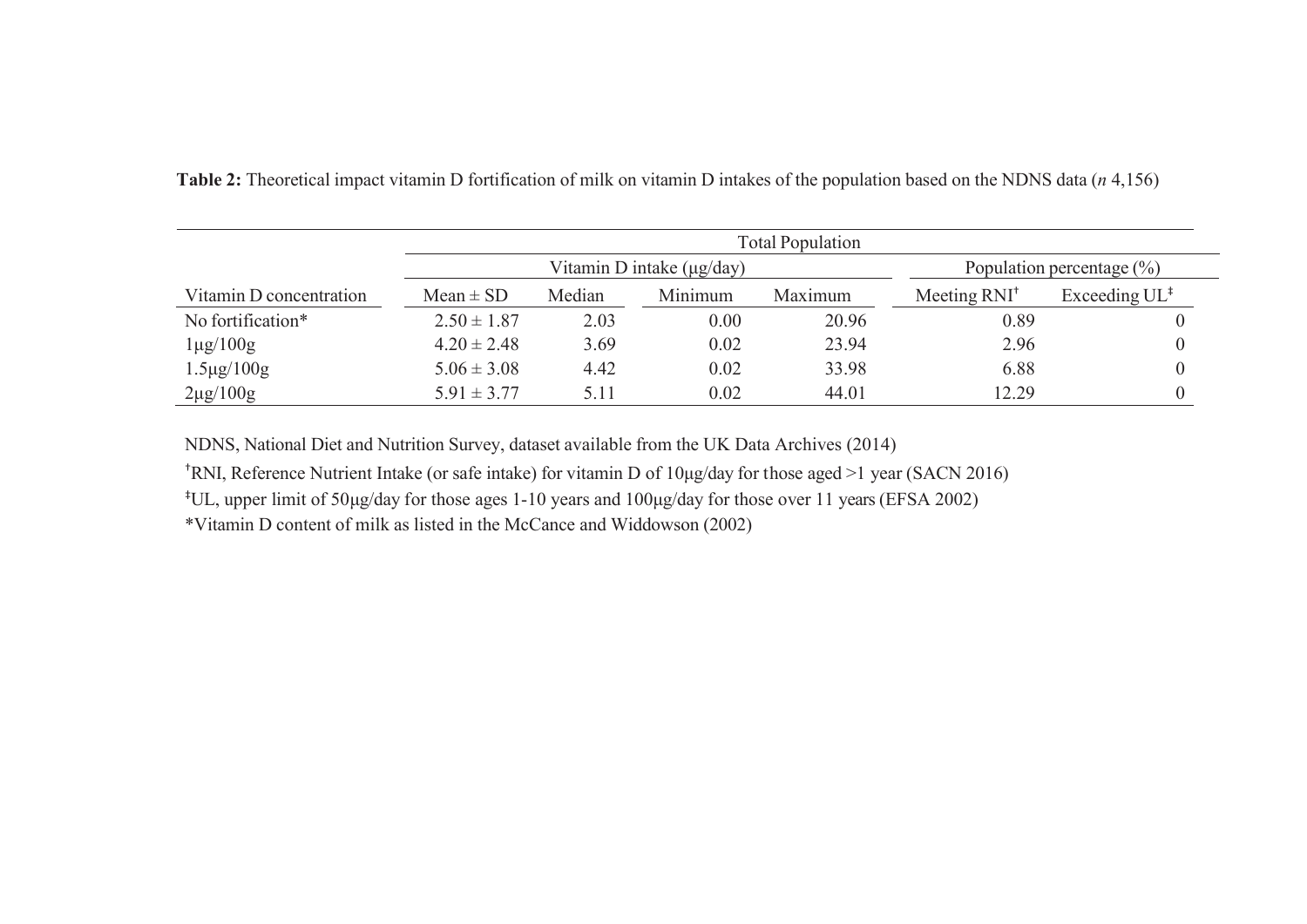**Table 2:** Theoretical impact vitamin D fortification of milk on vitamin D intakes of the population based on the NDNS data (*n* 4,156)

| | Total Population | | | | | |
|---|---|---|---|---|---|---|
| | Vitamin D intake (μg/day) | | | | Population percentage (%) | |
| Vitamin D concentration | Mean ± SD | Median | Minimum | Maximum | Meeting RNI[†] | Exceeding UL[‡] |
| No fortification* | 2.50 ± 1.87 | 2.03 | 0.00 | 20.96 | 0.89 | 0 |
| 1μg/100g | 4.20 ± 2.48 | 3.69 | 0.02 | 23.94 | 2.96 | 0 |
| 1.5μg/100g | 5.06 ± 3.08 | 4.42 | 0.02 | 33.98 | 6.88 | 0 |
| 2μg/100g | 5.91 ± 3.77 | 5.11 | 0.02 | 44.01 | 12.29 | 0 |

NDNS, National Diet and Nutrition Survey, dataset available from the UK Data Archives (2014)

[†]RNI, Reference Nutrient Intake (or safe intake) for vitamin D of 10μg/day for those aged >1 year (SACN 2016)

[‡]UL, upper limit of 50μg/day for those ages 1-10 years and 100μg/day for those over 11 years (EFSA 2002)

*Vitamin D content of milk as listed in the McCance and Widdowson (2002)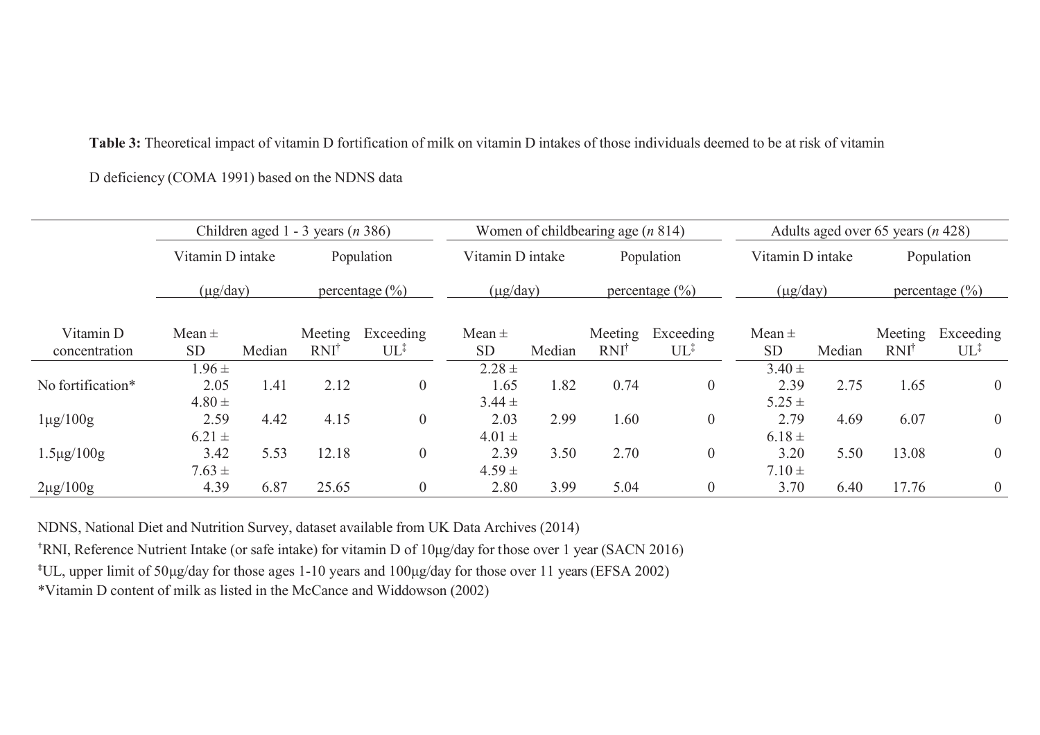**Table 3:** Theoretical impact of vitamin D fortification of milk on vitamin D intakes of those individuals deemed to be at risk of vitamin D deficiency (COMA 1991) based on the NDNS data

| | Children aged 1 - 3 years (*n* 386) | | | | Women of childbearing age (*n* 814) | | | | Adults aged over 65 years (*n* 428) | | | |
|---|---|---|---|---|---|---|---|---|---|---|---|---|
| | Vitamin D intake (μg/day) | | Population percentage (%) | | Vitamin D intake (μg/day) | | Population percentage (%) | | Vitamin D intake (μg/day) | | Population percentage (%) | |
| Vitamin D concentration | Mean ± SD | Median | Meeting RNI[†] | Exceeding UL[‡] | Mean ± SD | Median | Meeting RNI[†] | Exceeding UL[‡] | Mean ± SD | Median | Meeting RNI[†] | Exceeding UL[‡] |
| No fortification* | 1.96 ± 2.05 | 1.41 | 2.12 | 0 | 2.28 ± 1.65 | 1.82 | 0.74 | 0 | 3.40 ± 2.39 | 2.75 | 1.65 | 0 |
| 1μg/100g | 4.80 ± 2.59 | 4.42 | 4.15 | 0 | 3.44 ± 2.03 | 2.99 | 1.60 | 0 | 5.25 ± 2.79 | 4.69 | 6.07 | 0 |
| 1.5μg/100g | 6.21 ± 3.42 | 5.53 | 12.18 | 0 | 4.01 ± 2.39 | 3.50 | 2.70 | 0 | 6.18 ± 3.20 | 5.50 | 13.08 | 0 |
| 2μg/100g | 7.63 ± 4.39 | 6.87 | 25.65 | 0 | 4.59 ± 2.80 | 3.99 | 5.04 | 0 | 7.10 ± 3.70 | 6.40 | 17.76 | 0 |

NDNS, National Diet and Nutrition Survey, dataset available from UK Data Archives (2014)

[†]RNI, Reference Nutrient Intake (or safe intake) for vitamin D of 10μg/day for those over 1 year (SACN 2016)

[‡]UL, upper limit of 50μg/day for those ages 1-10 years and 100μg/day for those over 11 years (EFSA 2002)

*Vitamin D content of milk as listed in the McCance and Widdowson (2002)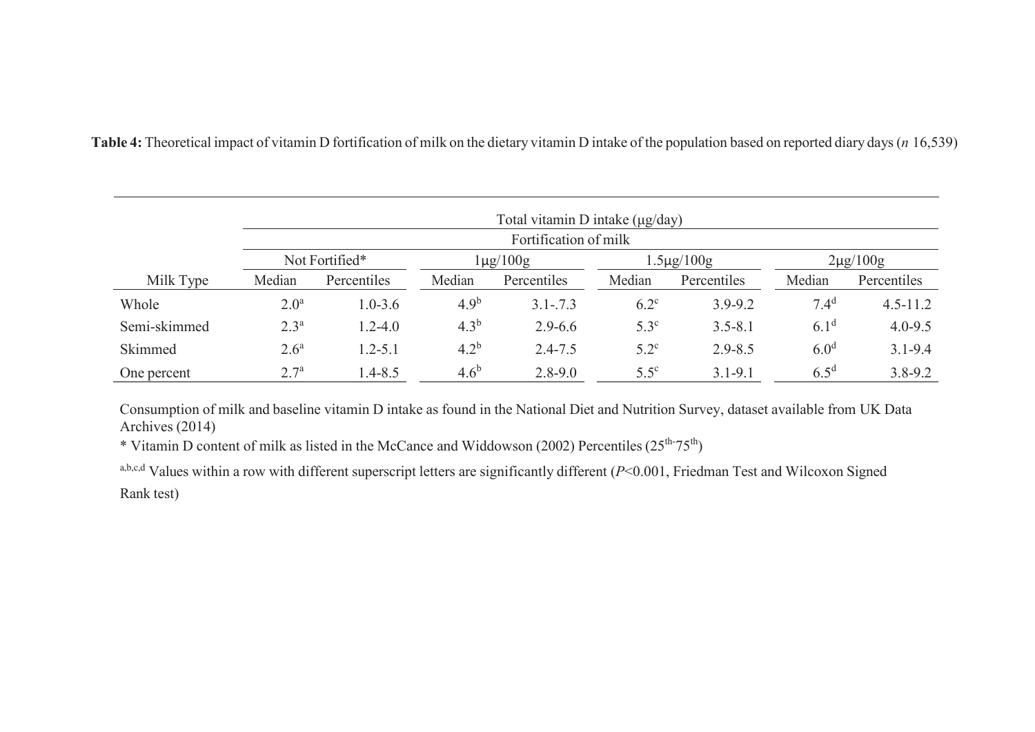**Table 4:** Theoretical impact of vitamin D fortification of milk on the dietary vitamin D intake of the population based on reported diary days (*n* 16,539)

| | Total vitamin D intake (μg/day) | | | | | | | |
|---|---|---|---|---|---|---|---|---|
| | Fortification of milk | | | | | | | |
| | Not Fortified* | | 1μg/100g | | 1.5μg/100g | | 2μg/100g | |
| Milk Type | Median | Percentiles | Median | Percentiles | Median | Percentiles | Median | Percentiles |
| Whole | 2.0[a] | 1.0-3.6 | 4.9[b] | 3.1-.7.3 | 6.2[c] | 3.9-9.2 | 7.4[d] | 4.5-11.2 |
| Semi-skimmed | 2.3[a] | 1.2-4.0 | 4.3[b] | 2.9-6.6 | 5.3[c] | 3.5-8.1 | 6.1[d] | 4.0-9.5 |
| Skimmed | 2.6[a] | 1.2-5.1 | 4.2[b] | 2.4-7.5 | 5.2[c] | 2.9-8.5 | 6.0[d] | 3.1-9.4 |
| One percent | 2.7[a] | 1.4-8.5 | 4.6[b] | 2.8-9.0 | 5.5[c] | 3.1-9.1 | 6.5[d] | 3.8-9.2 |

Consumption of milk and baseline vitamin D intake as found in the National Diet and Nutrition Survey, dataset available from UK Data Archives (2014)

* Vitamin D content of milk as listed in the McCance and Widdowson (2002) Percentiles ($25^{th}$-$75^{th}$)

[a,b,c,d] Values within a row with different superscript letters are significantly different ($P$<0.001, Friedman Test and Wilcoxon Signed Rank test)